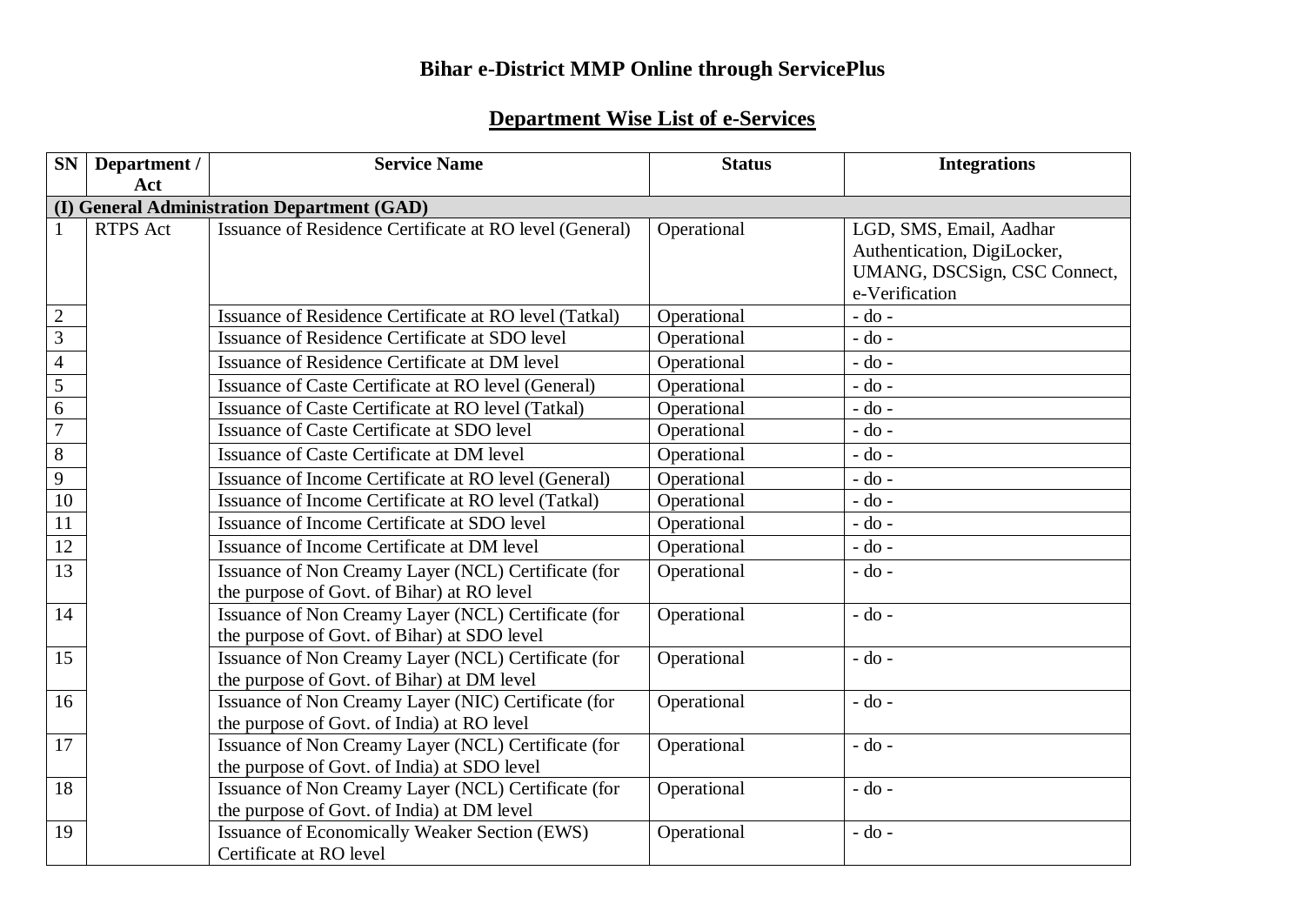# Bihar e-District MMP Online through ServicePlus

## Department Wise List of e-Services

| SN | Department / Act | Service Name | Status | Integrations |
|---|---|---|---|---|
| **(I) General Administration Department (GAD)** | | | | |
| 1 | RTPS Act | Issuance of Residence Certificate at RO level (General) | Operational | LGD, SMS, Email, Aadhar Authentication, DigiLocker, UMANG, DSCSign, CSC Connect, e-Verification |
| 2 | | Issuance of Residence Certificate at RO level (Tatkal) | Operational | - do - |
| 3 | | Issuance of Residence Certificate at SDO level | Operational | - do - |
| 4 | | Issuance of Residence Certificate at DM level | Operational | - do - |
| 5 | | Issuance of Caste Certificate at RO level (General) | Operational | - do - |
| 6 | | Issuance of Caste Certificate at RO level (Tatkal) | Operational | - do - |
| 7 | | Issuance of Caste Certificate at SDO level | Operational | - do - |
| 8 | | Issuance of Caste Certificate at DM level | Operational | - do - |
| 9 | | Issuance of Income Certificate at RO level (General) | Operational | - do - |
| 10 | | Issuance of Income Certificate at RO level (Tatkal) | Operational | - do - |
| 11 | | Issuance of Income Certificate at SDO level | Operational | - do - |
| 12 | | Issuance of Income Certificate at DM level | Operational | - do - |
| 13 | | Issuance of Non Creamy Layer (NCL) Certificate (for the purpose of Govt. of Bihar) at RO level | Operational | - do - |
| 14 | | Issuance of Non Creamy Layer (NCL) Certificate (for the purpose of Govt. of Bihar) at SDO level | Operational | - do - |
| 15 | | Issuance of Non Creamy Layer (NCL) Certificate (for the purpose of Govt. of Bihar) at DM level | Operational | - do - |
| 16 | | Issuance of Non Creamy Layer (NIC) Certificate (for the purpose of Govt. of India) at RO level | Operational | - do - |
| 17 | | Issuance of Non Creamy Layer (NCL) Certificate (for the purpose of Govt. of India) at SDO level | Operational | - do - |
| 18 | | Issuance of Non Creamy Layer (NCL) Certificate (for the purpose of Govt. of India) at DM level | Operational | - do - |
| 19 | | Issuance of Economically Weaker Section (EWS) Certificate at RO level | Operational | - do - |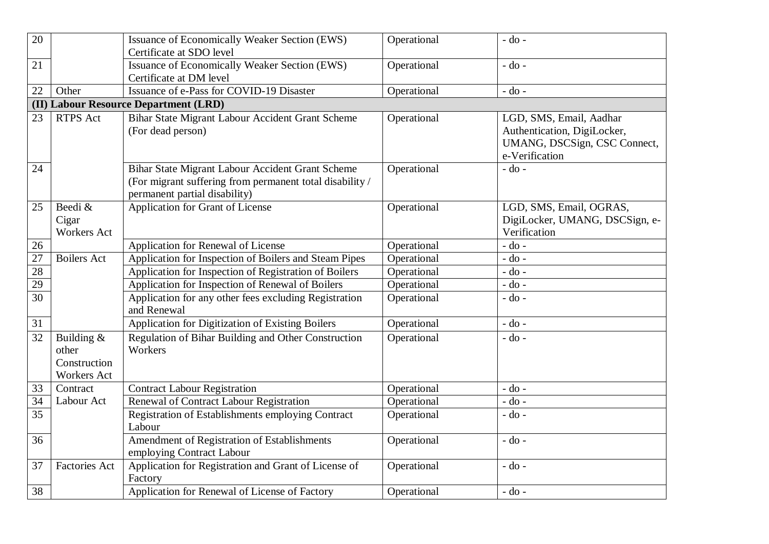| | | | | |
|---|---|---|---|---|
| 20 | | Issuance of Economically Weaker Section (EWS) Certificate at SDO level | Operational | - do - |
| 21 | | Issuance of Economically Weaker Section (EWS) Certificate at DM level | Operational | - do - |
| 22 | Other | Issuance of e-Pass for COVID-19 Disaster | Operational | - do - |
| **(II) Labour Resource Department (LRD)** | | | | |
| 23 | RTPS Act | Bihar State Migrant Labour Accident Grant Scheme (For dead person) | Operational | LGD, SMS, Email, Aadhar Authentication, DigiLocker, UMANG, DSCSign, CSC Connect, e-Verification |
| 24 | | Bihar State Migrant Labour Accident Grant Scheme (For migrant suffering from permanent total disability / permanent partial disability) | Operational | - do - |
| 25 | Beedi & Cigar Workers Act | Application for Grant of License | Operational | LGD, SMS, Email, OGRAS, DigiLocker, UMANG, DSCSign, e-Verification |
| 26 | | Application for Renewal of License | Operational | - do - |
| 27 | Boilers Act | Application for Inspection of Boilers and Steam Pipes | Operational | - do - |
| 28 | | Application for Inspection of Registration of Boilers | Operational | - do - |
| 29 | | Application for Inspection of Renewal of Boilers | Operational | - do - |
| 30 | | Application for any other fees excluding Registration and Renewal | Operational | - do - |
| 31 | | Application for Digitization of Existing Boilers | Operational | - do - |
| 32 | Building & other Construction Workers Act | Regulation of Bihar Building and Other Construction Workers | Operational | - do - |
| 33 | Contract Labour Act | Contract Labour Registration | Operational | - do - |
| 34 | | Renewal of Contract Labour Registration | Operational | - do - |
| 35 | | Registration of Establishments employing Contract Labour | Operational | - do - |
| 36 | | Amendment of Registration of Establishments employing Contract Labour | Operational | - do - |
| 37 | Factories Act | Application for Registration and Grant of License of Factory | Operational | - do - |
| 38 | | Application for Renewal of License of Factory | Operational | - do - |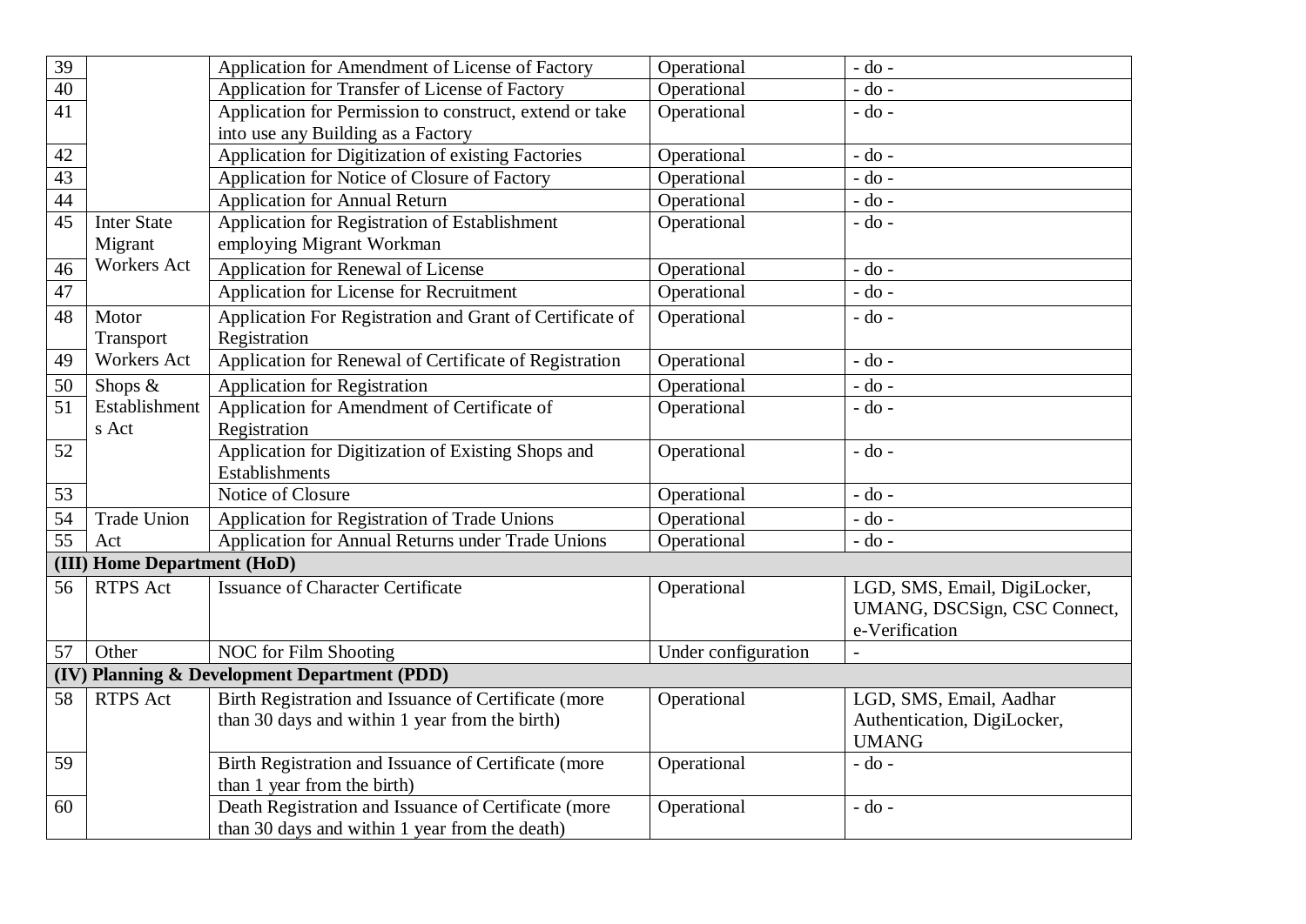| | | | | |
|---|---|---|---|---|
| 39 | | Application for Amendment of License of Factory | Operational | - do - |
| 40 | | Application for Transfer of License of Factory | Operational | - do - |
| 41 | | Application for Permission to construct, extend or take into use any Building as a Factory | Operational | - do - |
| 42 | | Application for Digitization of existing Factories | Operational | - do - |
| 43 | | Application for Notice of Closure of Factory | Operational | - do - |
| 44 | | Application for Annual Return | Operational | - do - |
| 45 | Inter State Migrant Workers Act | Application for Registration of Establishment employing Migrant Workman | Operational | - do - |
| 46 | | Application for Renewal of License | Operational | - do - |
| 47 | | Application for License for Recruitment | Operational | - do - |
| 48 | Motor Transport Workers Act | Application For Registration and Grant of Certificate of Registration | Operational | - do - |
| 49 | | Application for Renewal of Certificate of Registration | Operational | - do - |
| 50 | Shops & Establishments Act | Application for Registration | Operational | - do - |
| 51 | | Application for Amendment of Certificate of Registration | Operational | - do - |
| 52 | | Application for Digitization of Existing Shops and Establishments | Operational | - do - |
| 53 | | Notice of Closure | Operational | - do - |
| 54 | Trade Union Act | Application for Registration of Trade Unions | Operational | - do - |
| 55 | | Application for Annual Returns under Trade Unions | Operational | - do - |
| **(III) Home Department (HoD)** | | | | |
| 56 | RTPS Act | Issuance of Character Certificate | Operational | LGD, SMS, Email, DigiLocker, UMANG, DSCSign, CSC Connect, e-Verification |
| 57 | Other | NOC for Film Shooting | Under configuration | - |
| **(IV) Planning & Development Department (PDD)** | | | | |
| 58 | RTPS Act | Birth Registration and Issuance of Certificate (more than 30 days and within 1 year from the birth) | Operational | LGD, SMS, Email, Aadhar Authentication, DigiLocker, UMANG |
| 59 | | Birth Registration and Issuance of Certificate (more than 1 year from the birth) | Operational | - do - |
| 60 | | Death Registration and Issuance of Certificate (more than 30 days and within 1 year from the death) | Operational | - do - |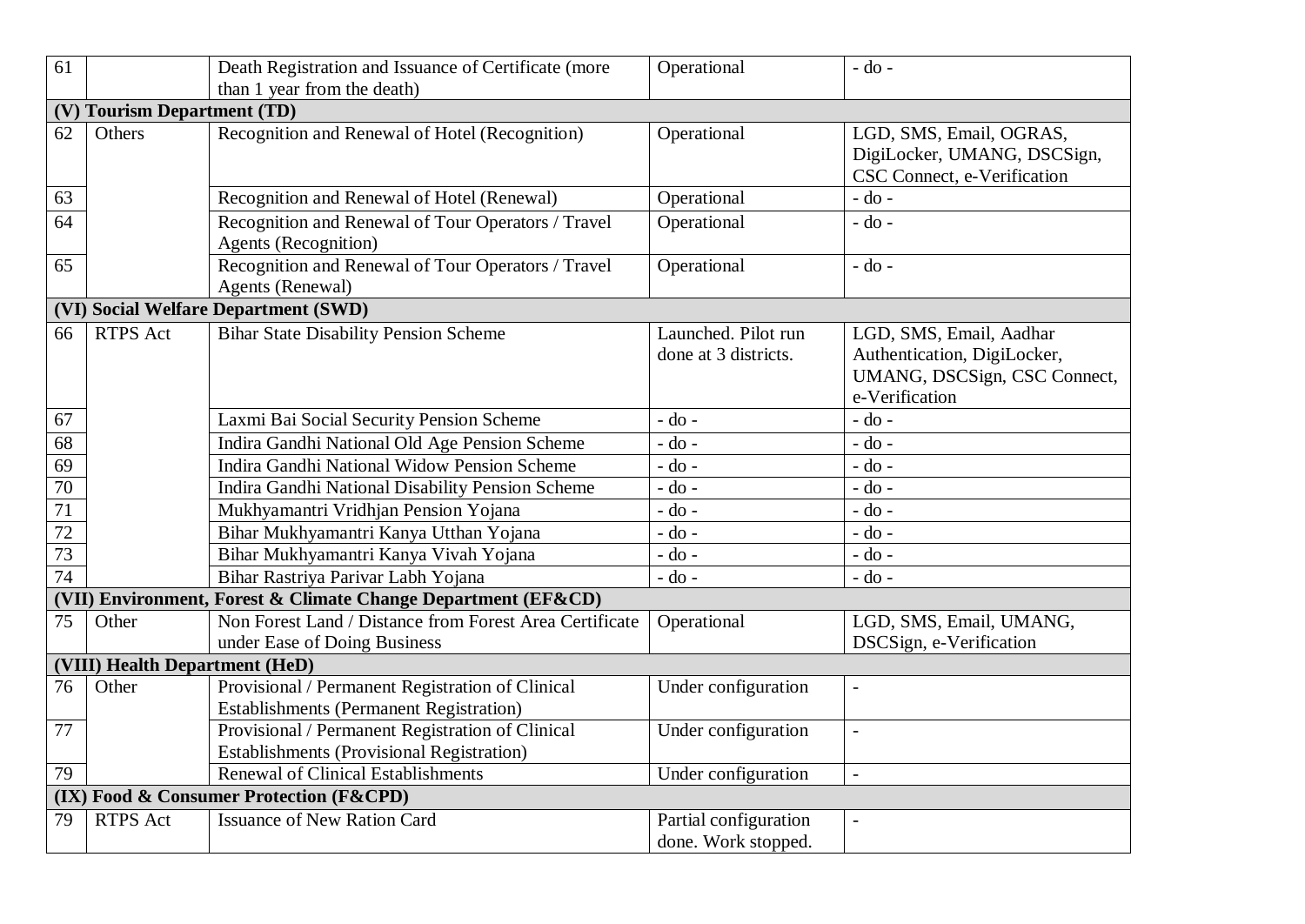| 61 | | Death Registration and Issuance of Certificate (more than 1 year from the death) | Operational | - do - |
|---|---|---|---|---|
| **(V) Tourism Department (TD)** | | | | |
| 62 | Others | Recognition and Renewal of Hotel (Recognition) | Operational | LGD, SMS, Email, OGRAS, DigiLocker, UMANG, DSCSign, CSC Connect, e-Verification |
| 63 | | Recognition and Renewal of Hotel (Renewal) | Operational | - do - |
| 64 | | Recognition and Renewal of Tour Operators / Travel Agents (Recognition) | Operational | - do - |
| 65 | | Recognition and Renewal of Tour Operators / Travel Agents (Renewal) | Operational | - do - |
| **(VI) Social Welfare Department (SWD)** | | | | |
| 66 | RTPS Act | Bihar State Disability Pension Scheme | Launched. Pilot run done at 3 districts. | LGD, SMS, Email, Aadhar Authentication, DigiLocker, UMANG, DSCSign, CSC Connect, e-Verification |
| 67 | | Laxmi Bai Social Security Pension Scheme | - do - | - do - |
| 68 | | Indira Gandhi National Old Age Pension Scheme | - do - | - do - |
| 69 | | Indira Gandhi National Widow Pension Scheme | - do - | - do - |
| 70 | | Indira Gandhi National Disability Pension Scheme | - do - | - do - |
| 71 | | Mukhyamantri Vridhjan Pension Yojana | - do - | - do - |
| 72 | | Bihar Mukhyamantri Kanya Utthan Yojana | - do - | - do - |
| 73 | | Bihar Mukhyamantri Kanya Vivah Yojana | - do - | - do - |
| 74 | | Bihar Rastriya Parivar Labh Yojana | - do - | - do - |
| **(VII) Environment, Forest & Climate Change Department (EF&CD)** | | | | |
| 75 | Other | Non Forest Land / Distance from Forest Area Certificate under Ease of Doing Business | Operational | LGD, SMS, Email, UMANG, DSCSign, e-Verification |
| **(VIII) Health Department (HeD)** | | | | |
| 76 | Other | Provisional / Permanent Registration of Clinical Establishments (Permanent Registration) | Under configuration | - |
| 77 | | Provisional / Permanent Registration of Clinical Establishments (Provisional Registration) | Under configuration | - |
| 79 | | Renewal of Clinical Establishments | Under configuration | - |
| **(IX) Food & Consumer Protection (F&CPD)** | | | | |
| 79 | RTPS Act | Issuance of New Ration Card | Partial configuration done. Work stopped. | - |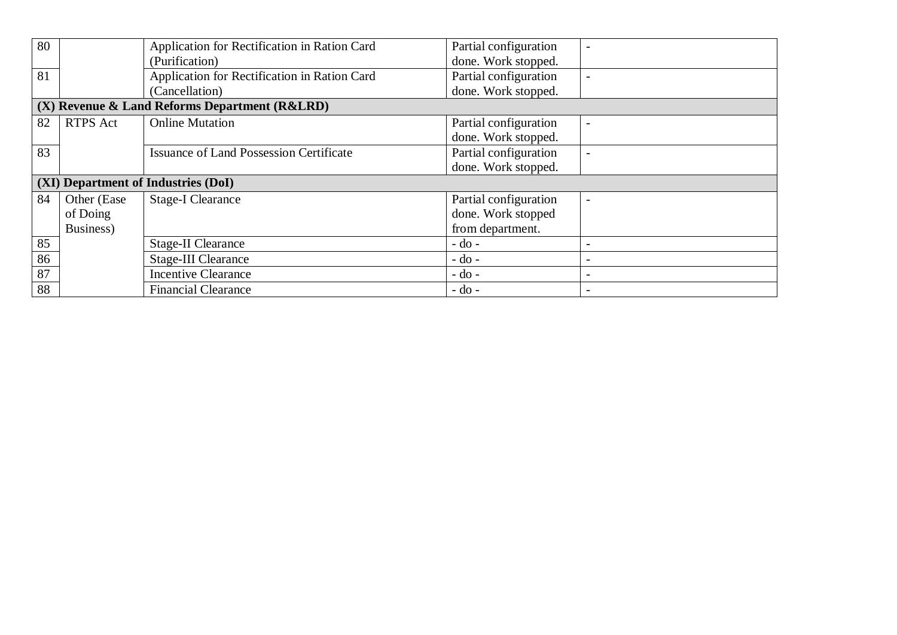| | | | | |
|---|---|---|---|---|
| 80 | | Application for Rectification in Ration Card (Purification) | Partial configuration done. Work stopped. | - |
| 81 | | Application for Rectification in Ration Card (Cancellation) | Partial configuration done. Work stopped. | - |
| **(X) Revenue & Land Reforms Department (R&LRD)** | | | | |
| 82 | RTPS Act | Online Mutation | Partial configuration done. Work stopped. | - |
| 83 | | Issuance of Land Possession Certificate | Partial configuration done. Work stopped. | - |
| **(XI) Department of Industries (DoI)** | | | | |
| 84 | Other (Ease of Doing Business) | Stage-I Clearance | Partial configuration done. Work stopped from department. | - |
| 85 | | Stage-II Clearance | - do - | - |
| 86 | | Stage-III Clearance | - do - | - |
| 87 | | Incentive Clearance | - do - | - |
| 88 | | Financial Clearance | - do - | - |